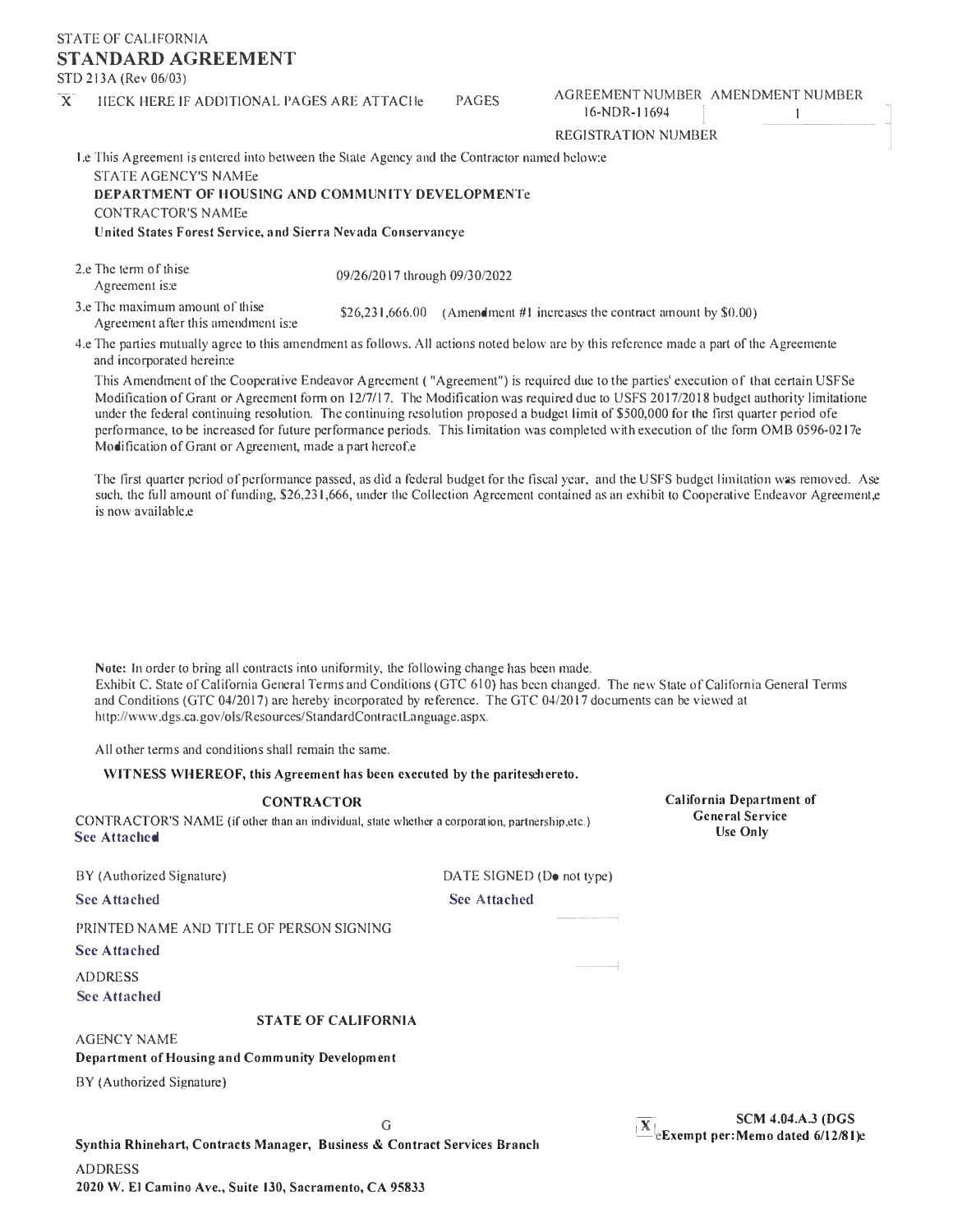STATE OF CALIFORNIA

# STANDARD AGREEMENT

STD 213A (Rev 06/03)

X CHECK HERE IF ADDITIONAL PAGES ARE ATTACHe PAGES

| AGREEMENT NUMBER | AMENDMENT NUMBER |
|---|---|
| 16-NDR-11694 | 1 |
| REGISTRATION NUMBER | |

1.e This Agreement is entered into between the State Agency and the Contractor named below:e

STATE AGENCY'S NAMEe

**DEPARTMENT OF HOUSING AND COMMUNITY DEVELOPMENTe**

CONTRACTOR'S NAMEe

**United States Forest Service, and Sierra Nevada Conservancye**

2.e The term of thise Agreement is:e 09/26/2017 through 09/30/2022

3.e The maximum amount of thise Agreement after this amendment is:e $26,231,666.00 (Amendment #1 increases the contract amount by $0.00)

4.e The parties mutually agree to this amendment as follows. All actions noted below are by this reference made a part of the Agreemente and incorporated herein:e

This Amendment of the Cooperative Endeavor Agreement ("Agreement") is required due to the parties' execution of that certain USFSe Modification of Grant or Agreement form on 12/7/17. The Modification was required due to USFS 2017/2018 budget authority limitatione under the federal continuing resolution. The continuing resolution proposed a budget limit of $500,000 for the first quarter period ofe performance, to be increased for future performance periods. This limitation was completed with execution of the form OMB 0596-0217e Modification of Grant or Agreement, made a part hereof.e

The first quarter period of performance passed, as did a federal budget for the fiscal year, and the USFS budget limitation was removed. Ase such, the full amount of funding, $26,231,666, under the Collection Agreement contained as an exhibit to Cooperative Endeavor Agreement,e is now available.e

**Note:** In order to bring all contracts into uniformity, the following change has been made.
Exhibit C. State of California General Terms and Conditions (GTC 610) has been changed. The new State of California General Terms and Conditions (GTC 04/2017) are hereby incorporated by reference. The GTC 04/2017 documents can be viewed at http://www.dgs.ca.gov/ols/Resources/StandardContractLanguage.aspx.

All other terms and conditions shall remain the same.

**WITNESS WHEREOF, this Agreement has been executed by the paritesehereto.**

**CONTRACTOR**

CONTRACTOR'S NAME (if other than an individual, state whether a corporation, partnership,etc.)
**See Attached**

BY (Authorized Signature)
**See Attached**

DATE SIGNED (Do not type)
**See Attached**

PRINTED NAME AND TITLE OF PERSON SIGNING
**See Attached**

ADDRESS
**See Attached**

**STATE OF CALIFORNIA**

AGENCY NAME
**Department of Housing and Community Development**

BY (Authorized Signature)

G

**Synthia Rhinehart, Contracts Manager, Business & Contract Services Branch**

ADDRESS
**2020 W. El Camino Ave., Suite 130, Sacramento, CA 95833**

**California Department of General Service Use Only**

X **Exempt per: SCM 4.04.A.3 (DGS Memo dated 6/12/81)e**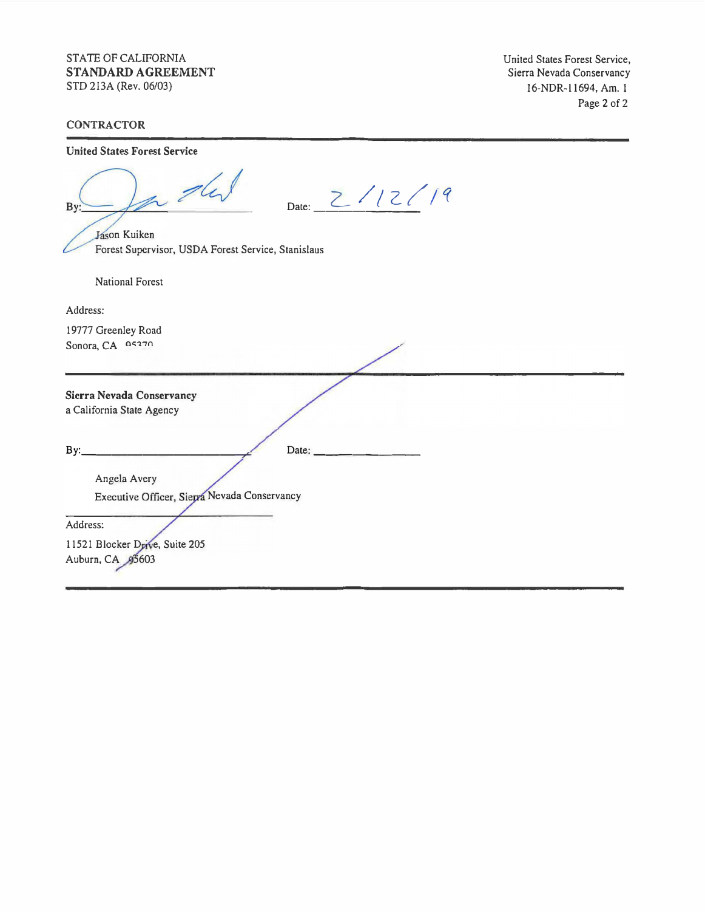STATE OF CALIFORNIA
**STANDARD AGREEMENT**
STD 213A (Rev. 06/03)

United States Forest Service,
Sierra Nevada Conservancy
16-NDR-11694, Am. 1

**CONTRACTOR**

---

**United States Forest Service**

By: _______________ Date: 2/12/19

Jason Kuiken
Forest Supervisor, USDA Forest Service, Stanislaus National Forest

Address:

19777 Greenley Road
Sonora, CA 95370

---

**Sierra Nevada Conservancy**
a California State Agency

By: _______________ Date: _______________

Angela Avery
Executive Officer, Sierra Nevada Conservancy

Address:

11521 Blocker Drive, Suite 205
Auburn, CA 95603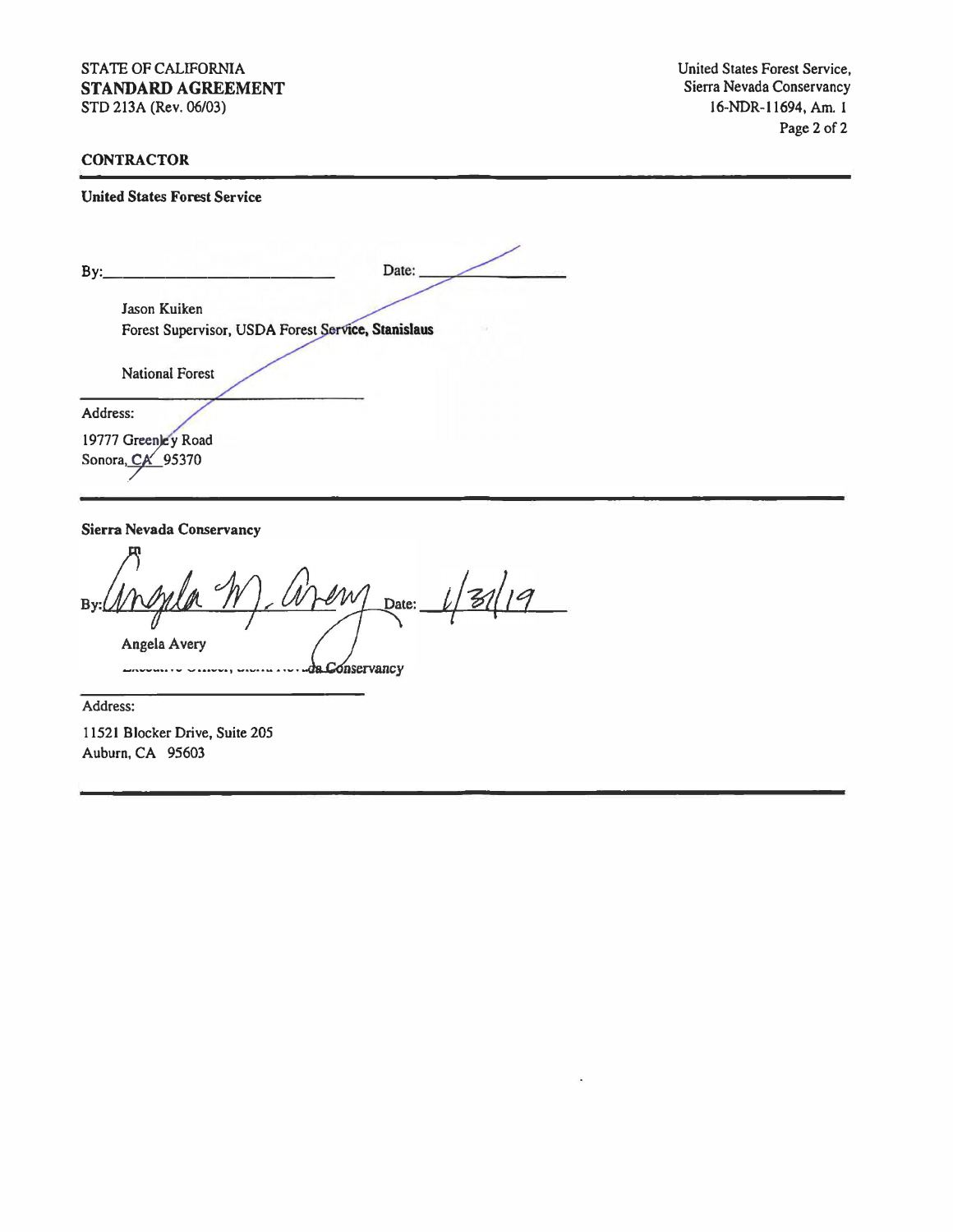STATE OF CALIFORNIA
**STANDARD AGREEMENT**
STD 213A (Rev. 06/03)

United States Forest Service,
Sierra Nevada Conservancy
16-NDR-11694, Am. 1

**CONTRACTOR**

---

**United States Forest Service**

By:\_\_\_\_\_\_\_\_\_\_\_\_\_\_\_\_\_\_\_\_\_\_\_\_\_\_ Date: \_\_\_\_\_\_\_\_\_\_\_\_\_\_\_

Jason Kuiken
Forest Supervisor, USDA Forest Service, **Stanislaus**

National Forest

Address:

19777 Greenley Road
Sonora, CA 95370

---

**Sierra Nevada Conservancy**

By: *Angela M. Avery* Date: 1/31/19

Angela Avery
Executive Officer, Sierra Nevada Conservancy

Address:

11521 Blocker Drive, Suite 205
Auburn, CA 95603